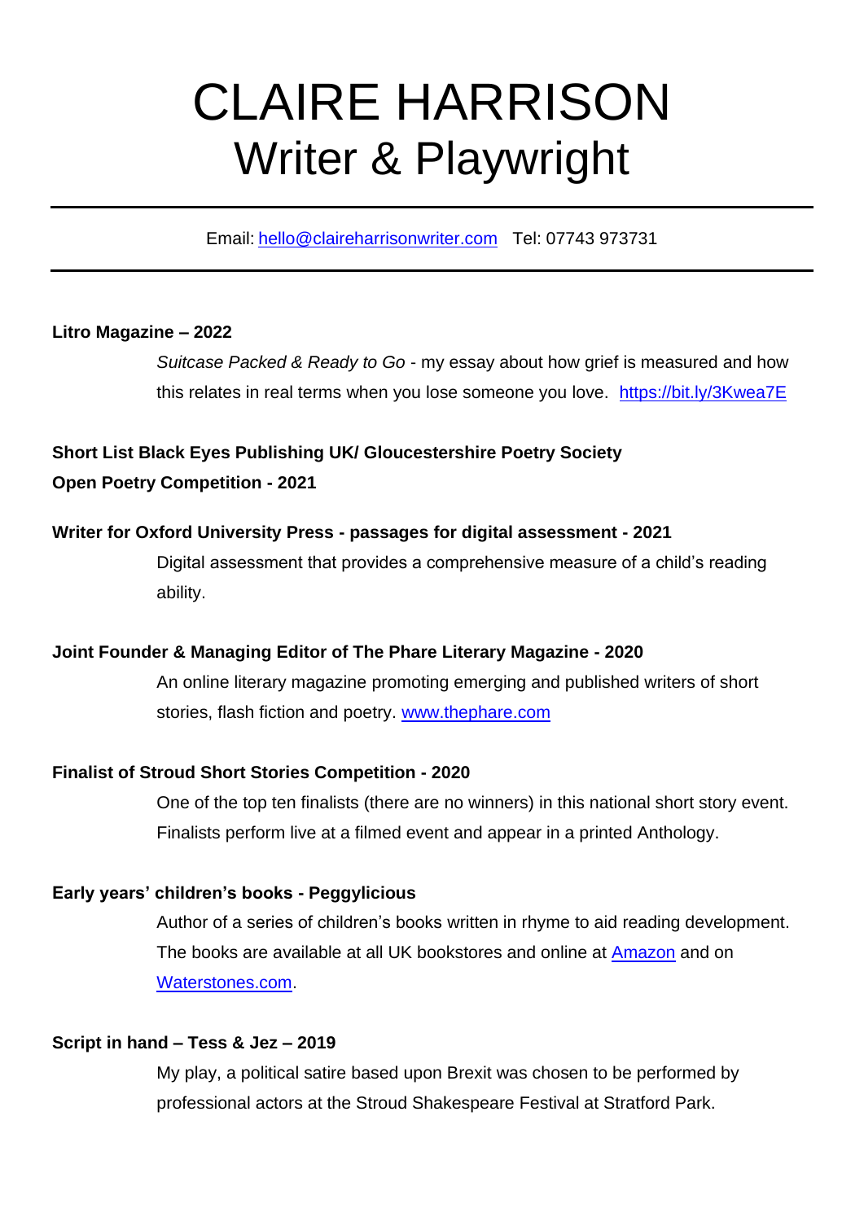# CLAIRE HARRISON
## Writer & Playwright

---

Email: [hello@claireharrisonwriter.com](mailto:hello@claireharrisonwriter.com)   Tel: 07743 973731

---

**Litro Magazine – 2022**

*Suitcase Packed & Ready to Go* - my essay about how grief is measured and how this relates in real terms when you lose someone you love. [https://bit.ly/3Kwea7E](https://bit.ly/3Kwea7E)

**Short List Black Eyes Publishing UK/ Gloucestershire Poetry Society Open Poetry Competition - 2021**

**Writer for Oxford University Press - passages for digital assessment - 2021**

Digital assessment that provides a comprehensive measure of a child's reading ability.

**Joint Founder & Managing Editor of The Phare Literary Magazine - 2020**

An online literary magazine promoting emerging and published writers of short stories, flash fiction and poetry. [www.thephare.com](http://www.thephare.com)

**Finalist of Stroud Short Stories Competition - 2020**

One of the top ten finalists (there are no winners) in this national short story event. Finalists perform live at a filmed event and appear in a printed Anthology.

**Early years' children's books - Peggylicious**

Author of a series of children's books written in rhyme to aid reading development. The books are available at all UK bookstores and online at [Amazon]() and on [Waterstones.com]().

**Script in hand – Tess & Jez – 2019**

My play, a political satire based upon Brexit was chosen to be performed by professional actors at the Stroud Shakespeare Festival at Stratford Park.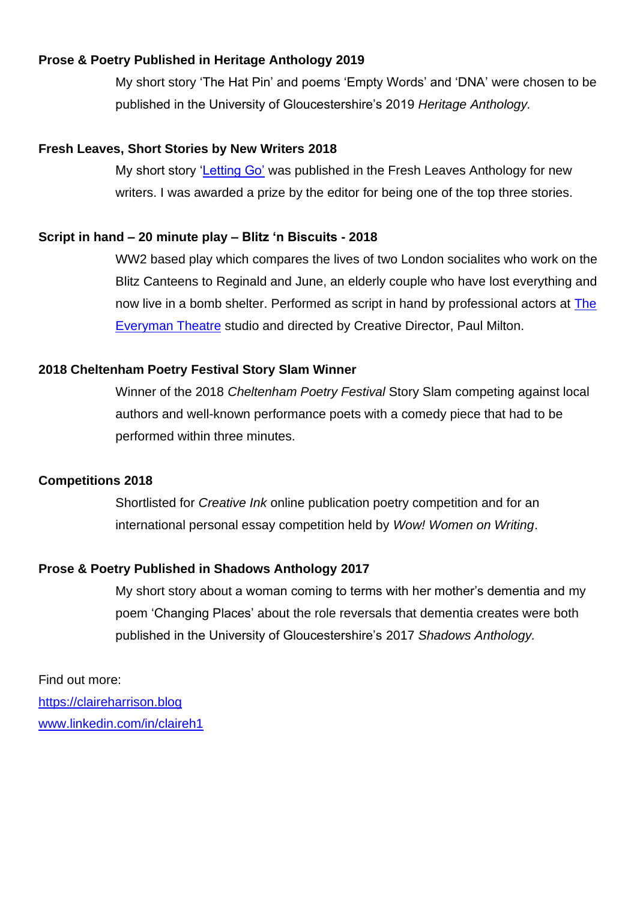**Prose & Poetry Published in Heritage Anthology 2019**

My short story 'The Hat Pin' and poems 'Empty Words' and 'DNA' were chosen to be published in the University of Gloucestershire's 2019 *Heritage Anthology.*

**Fresh Leaves, Short Stories by New Writers 2018**

My short story '[Letting Go'](#) was published in the Fresh Leaves Anthology for new writers. I was awarded a prize by the editor for being one of the top three stories.

**Script in hand – 20 minute play – Blitz 'n Biscuits - 2018**

WW2 based play which compares the lives of two London socialites who work on the Blitz Canteens to Reginald and June, an elderly couple who have lost everything and now live in a bomb shelter. Performed as script in hand by professional actors at [The Everyman Theatre](#) studio and directed by Creative Director, Paul Milton.

**2018 Cheltenham Poetry Festival Story Slam Winner**

Winner of the 2018 *Cheltenham Poetry Festival* Story Slam competing against local authors and well-known performance poets with a comedy piece that had to be performed within three minutes.

**Competitions 2018**

Shortlisted for *Creative Ink* online publication poetry competition and for an international personal essay competition held by *Wow! Women on Writing*.

**Prose & Poetry Published in Shadows Anthology 2017**

My short story about a woman coming to terms with her mother's dementia and my poem 'Changing Places' about the role reversals that dementia creates were both published in the University of Gloucestershire's 2017 *Shadows Anthology.*

Find out more:
[https://claireharrison.blog](https://claireharrison.blog)
[www.linkedin.com/in/claireh1](www.linkedin.com/in/claireh1)